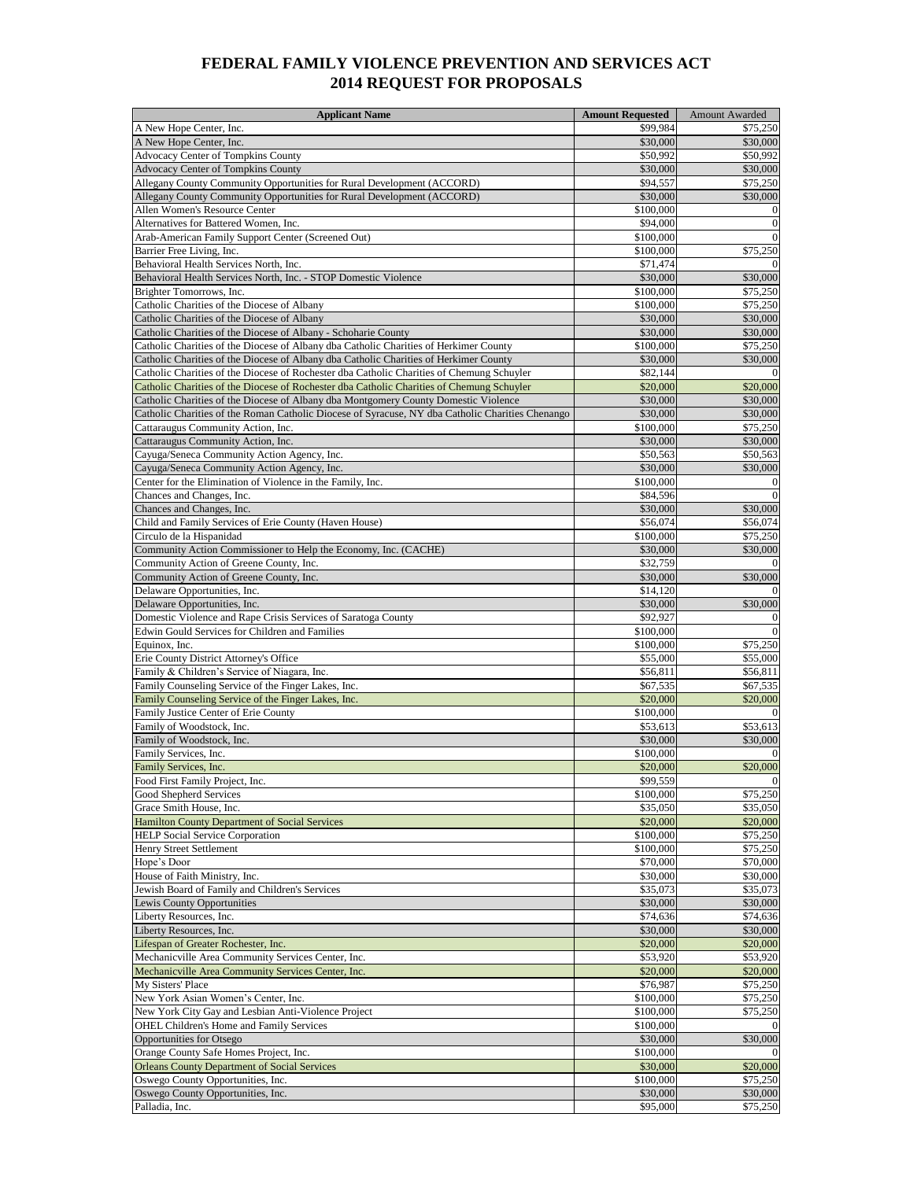# FEDERAL FAMILY VIOLENCE PREVENTION AND SERVICES ACT
# 2014 REQUEST FOR PROPOSALS

| Applicant Name | Amount Requested | Amount Awarded |
|---|---|---|
| A New Hope Center, Inc. | $99,984 | $75,250 |
| A New Hope Center, Inc. | $30,000 | $30,000 |
| Advocacy Center of Tompkins County | $50,992 | $50,992 |
| Advocacy Center of Tompkins County | $30,000 | $30,000 |
| Allegany County Community Opportunities for Rural Development (ACCORD) | $94,557 | $75,250 |
| Allegany County Community Opportunities for Rural Development (ACCORD) | $30,000 | $30,000 |
| Allen Women's Resource Center | $100,000 | 0 |
| Alternatives for Battered Women, Inc. | $94,000 | 0 |
| Arab-American Family Support Center (Screened Out) | $100,000 | 0 |
| Barrier Free Living, Inc. | $100,000 | $75,250 |
| Behavioral Health Services North, Inc. | $71,474 | 0 |
| Behavioral Health Services North, Inc. - STOP Domestic Violence | $30,000 | $30,000 |
| Brighter Tomorrows, Inc. | $100,000 | $75,250 |
| Catholic Charities of the Diocese of Albany | $100,000 | $75,250 |
| Catholic Charities of the Diocese of Albany | $30,000 | $30,000 |
| Catholic Charities of the Diocese of Albany - Schoharie County | $30,000 | $30,000 |
| Catholic Charities of the Diocese of Albany dba Catholic Charities of Herkimer County | $100,000 | $75,250 |
| Catholic Charities of the Diocese of Albany dba Catholic Charities of Herkimer County | $30,000 | $30,000 |
| Catholic Charities of the Diocese of Rochester dba Catholic Charities of Chemung Schuyler | $82,144 | 0 |
| Catholic Charities of the Diocese of Rochester dba Catholic Charities of Chemung Schuyler | $20,000 | $20,000 |
| Catholic Charities of the Diocese of Albany dba Montgomery County Domestic Violence | $30,000 | $30,000 |
| Catholic Charities of the Roman Catholic Diocese of Syracuse, NY dba Catholic Charities Chenango | $30,000 | $30,000 |
| Cattaraugus Community Action, Inc. | $100,000 | $75,250 |
| Cattaraugus Community Action, Inc. | $30,000 | $30,000 |
| Cayuga/Seneca Community Action Agency, Inc. | $50,563 | $50,563 |
| Cayuga/Seneca Community Action Agency, Inc. | $30,000 | $30,000 |
| Center for the Elimination of Violence in the Family, Inc. | $100,000 | 0 |
| Chances and Changes, Inc. | $84,596 | 0 |
| Chances and Changes, Inc. | $30,000 | $30,000 |
| Child and Family Services of Erie County (Haven House) | $56,074 | $56,074 |
| Circulo de la Hispanidad | $100,000 | $75,250 |
| Community Action Commissioner to Help the Economy, Inc. (CACHE) | $30,000 | $30,000 |
| Community Action of Greene County, Inc. | $32,759 | 0 |
| Community Action of Greene County, Inc. | $30,000 | $30,000 |
| Delaware Opportunities, Inc. | $14,120 | 0 |
| Delaware Opportunities, Inc. | $30,000 | $30,000 |
| Domestic Violence and Rape Crisis Services of Saratoga County | $92,927 | 0 |
| Edwin Gould Services for Children and Families | $100,000 | 0 |
| Equinox, Inc. | $100,000 | $75,250 |
| Erie County District Attorney's Office | $55,000 | $55,000 |
| Family & Children's Service of Niagara, Inc. | $56,811 | $56,811 |
| Family Counseling Service of the Finger Lakes, Inc. | $67,535 | $67,535 |
| Family Counseling Service of the Finger Lakes, Inc. | $20,000 | $20,000 |
| Family Justice Center of Erie County | $100,000 | 0 |
| Family of Woodstock, Inc. | $53,613 | $53,613 |
| Family of Woodstock, Inc. | $30,000 | $30,000 |
| Family Services, Inc. | $100,000 | 0 |
| Family Services, Inc. | $20,000 | $20,000 |
| Food First Family Project, Inc. | $99,559 | 0 |
| Good Shepherd Services | $100,000 | $75,250 |
| Grace Smith House, Inc. | $35,050 | $35,050 |
| Hamilton County Department of Social Services | $20,000 | $20,000 |
| HELP Social Service Corporation | $100,000 | $75,250 |
| Henry Street Settlement | $100,000 | $75,250 |
| Hope's Door | $70,000 | $70,000 |
| House of Faith Ministry, Inc. | $30,000 | $30,000 |
| Jewish Board of Family and Children's Services | $35,073 | $35,073 |
| Lewis County Opportunities | $30,000 | $30,000 |
| Liberty Resources, Inc. | $74,636 | $74,636 |
| Liberty Resources, Inc. | $30,000 | $30,000 |
| Lifespan of Greater Rochester, Inc. | $20,000 | $20,000 |
| Mechanicville Area Community Services Center, Inc. | $53,920 | $53,920 |
| Mechanicville Area Community Services Center, Inc. | $20,000 | $20,000 |
| My Sisters' Place | $76,987 | $75,250 |
| New York Asian Women's Center, Inc. | $100,000 | $75,250 |
| New York City Gay and Lesbian Anti-Violence Project | $100,000 | $75,250 |
| OHEL Children's Home and Family Services | $100,000 | 0 |
| Opportunities for Otsego | $30,000 | $30,000 |
| Orange County Safe Homes Project, Inc. | $100,000 | 0 |
| Orleans County Department of Social Services | $30,000 | $20,000 |
| Oswego County Opportunities, Inc. | $100,000 | $75,250 |
| Oswego County Opportunities, Inc. | $30,000 | $30,000 |
| Palladia, Inc. | $95,000 | $75,250 |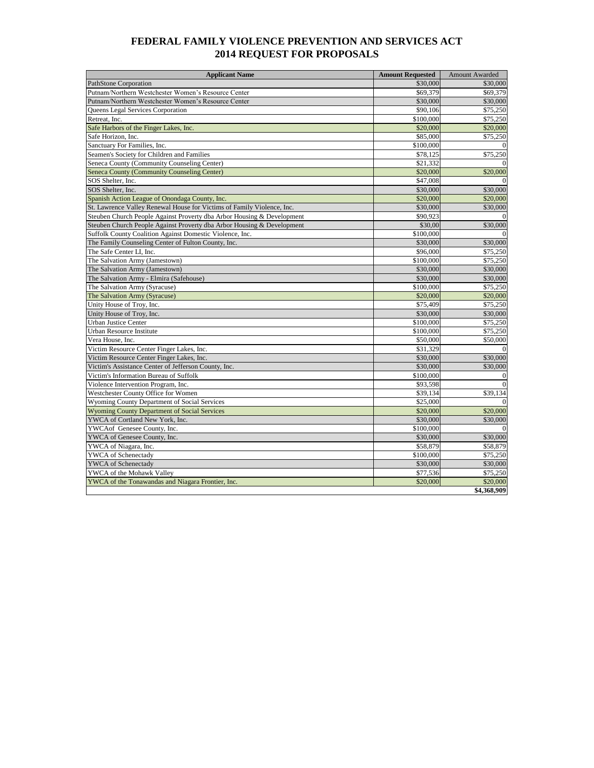# FEDERAL FAMILY VIOLENCE PREVENTION AND SERVICES ACT
# 2014 REQUEST FOR PROPOSALS

| Applicant Name | Amount Requested | Amount Awarded |
|---|---|---|
| PathStone Corporation | $30,000 | $30,000 |
| Putnam/Northern Westchester Women's Resource Center | $69,379 | $69,379 |
| Putnam/Northern Westchester Women's Resource Center | $30,000 | $30,000 |
| Queens Legal Services Corporation | $90,106 | $75,250 |
| Retreat, Inc. | $100,000 | $75,250 |
| Safe Harbors of the Finger Lakes, Inc. | $20,000 | $20,000 |
| Safe Horizon, Inc. | $85,000 | $75,250 |
| Sanctuary For Families, Inc. | $100,000 | 0 |
| Seamen's Society for Children and Families | $78,125 | $75,250 |
| Seneca County (Community Counseling Center) | $21,332 | 0 |
| Seneca County (Community Counseling Center) | $20,000 | $20,000 |
| SOS Shelter, Inc. | $47,008 | 0 |
| SOS Shelter, Inc. | $30,000 | $30,000 |
| Spanish Action League of Onondaga County, Inc. | $20,000 | $20,000 |
| St. Lawrence Valley Renewal House for Victims of Family Violence, Inc. | $30,000 | $30,000 |
| Steuben Church People Against Proverty dba Arbor Housing & Development | $90,923 | 0 |
| Steuben Church People Against Proverty dba Arbor Housing & Development | $30,00 | $30,000 |
| Suffolk County Coalition Against Domestic Violence, Inc. | $100,000 | 0 |
| The Family Counseling Center of Fulton County, Inc. | $30,000 | $30,000 |
| The Safe Center LI, Inc. | $96,000 | $75,250 |
| The Salvation Army (Jamestown) | $100,000 | $75,250 |
| The Salvation Army (Jamestown) | $30,000 | $30,000 |
| The Salvation Army - Elmira (Safehouse) | $30,000 | $30,000 |
| The Salvation Army (Syracuse) | $100,000 | $75,250 |
| The Salvation Army (Syracuse) | $20,000 | $20,000 |
| Unity House of Troy, Inc. | $75,409 | $75,250 |
| Unity House of Troy, Inc. | $30,000 | $30,000 |
| Urban Justice Center | $100,000 | $75,250 |
| Urban Resource Institute | $100,000 | $75,250 |
| Vera House, Inc. | $50,000 | $50,000 |
| Victim Resource Center Finger Lakes, Inc. | $31,329 | 0 |
| Victim Resource Center Finger Lakes, Inc. | $30,000 | $30,000 |
| Victim's Assistance Center of Jefferson County, Inc. | $30,000 | $30,000 |
| Victim's Information Bureau of Suffolk | $100,000 | 0 |
| Violence Intervention Program, Inc. | $93,598 | 0 |
| Westchester County Office for Women | $39,134 | $39,134 |
| Wyoming County Department of Social Services | $25,000 | 0 |
| Wyoming County Department of Social Services | $20,000 | $20,000 |
| YWCA of Cortland New York, Inc. | $30,000 | $30,000 |
| YWCAof Genesee County, Inc. | $100,000 | 0 |
| YWCA of Genesee County, Inc. | $30,000 | $30,000 |
| YWCA of Niagara, Inc. | $58,879 | $58,879 |
| YWCA of Schenectady | $100,000 | $75,250 |
| YWCA of Schenectady | $30,000 | $30,000 |
| YWCA of the Mohawk Valley | $77,536 | $75,250 |
| YWCA of the Tonawandas and Niagara Frontier, Inc. | $20,000 | $20,000 |
| | | **$4,368,909** |